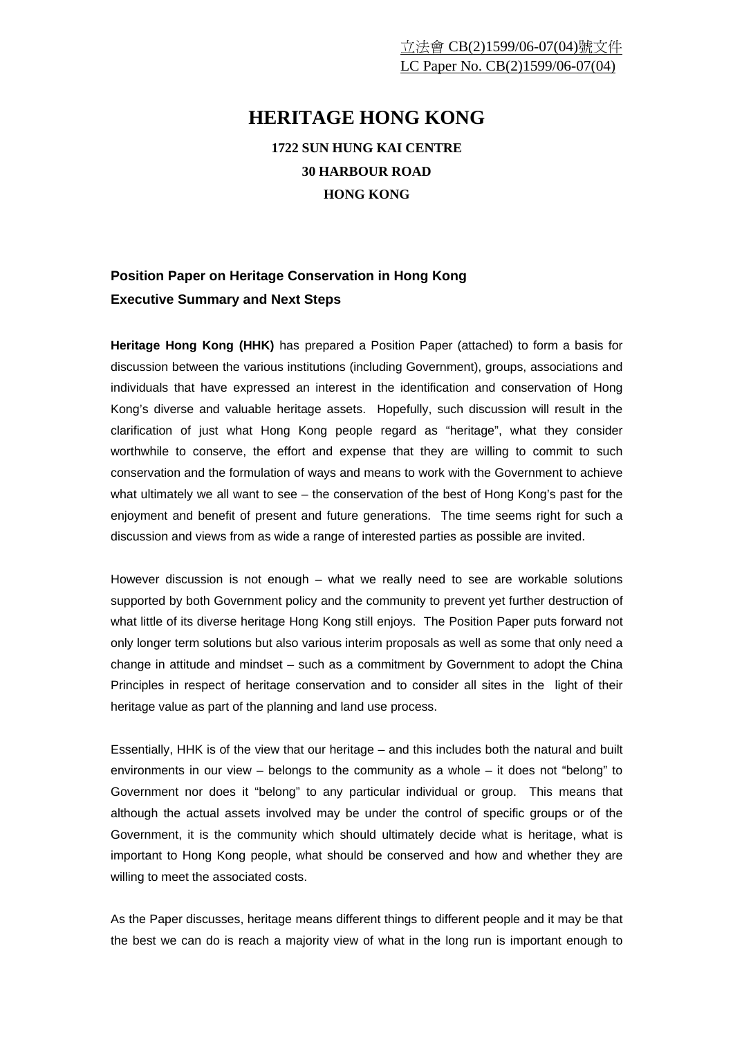立法會 CB(2)1599/06-07(04)號文件
LC Paper No. CB(2)1599/06-07(04)

# HERITAGE HONG KONG

**1722 SUN HUNG KAI CENTRE**
**30 HARBOUR ROAD**
**HONG KONG**

## Position Paper on Heritage Conservation in Hong Kong
## Executive Summary and Next Steps

**Heritage Hong Kong (HHK)** has prepared a Position Paper (attached) to form a basis for discussion between the various institutions (including Government), groups, associations and individuals that have expressed an interest in the identification and conservation of Hong Kong's diverse and valuable heritage assets. Hopefully, such discussion will result in the clarification of just what Hong Kong people regard as "heritage", what they consider worthwhile to conserve, the effort and expense that they are willing to commit to such conservation and the formulation of ways and means to work with the Government to achieve what ultimately we all want to see – the conservation of the best of Hong Kong's past for the enjoyment and benefit of present and future generations. The time seems right for such a discussion and views from as wide a range of interested parties as possible are invited.

However discussion is not enough – what we really need to see are workable solutions supported by both Government policy and the community to prevent yet further destruction of what little of its diverse heritage Hong Kong still enjoys. The Position Paper puts forward not only longer term solutions but also various interim proposals as well as some that only need a change in attitude and mindset – such as a commitment by Government to adopt the China Principles in respect of heritage conservation and to consider all sites in the light of their heritage value as part of the planning and land use process.

Essentially, HHK is of the view that our heritage – and this includes both the natural and built environments in our view – belongs to the community as a whole – it does not "belong" to Government nor does it "belong" to any particular individual or group. This means that although the actual assets involved may be under the control of specific groups or of the Government, it is the community which should ultimately decide what is heritage, what is important to Hong Kong people, what should be conserved and how and whether they are willing to meet the associated costs.

As the Paper discusses, heritage means different things to different people and it may be that the best we can do is reach a majority view of what in the long run is important enough to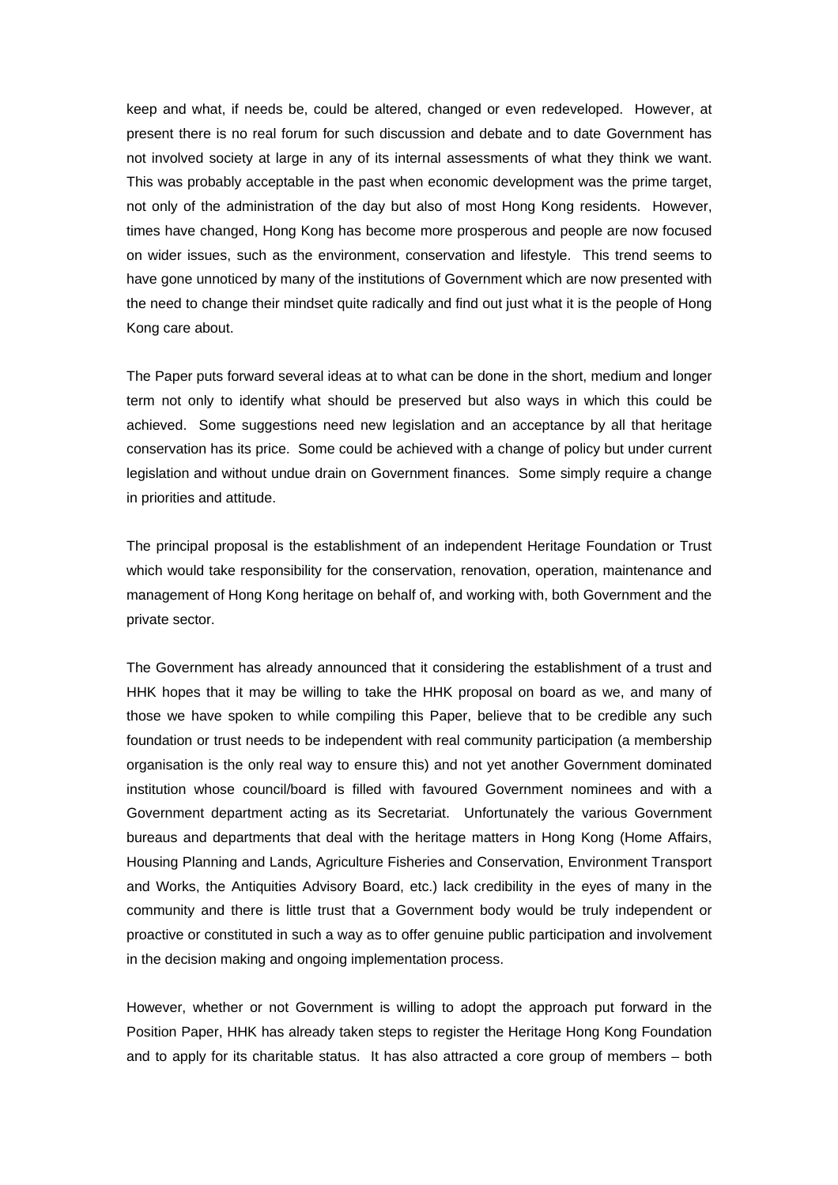keep and what, if needs be, could be altered, changed or even redeveloped. However, at present there is no real forum for such discussion and debate and to date Government has not involved society at large in any of its internal assessments of what they think we want. This was probably acceptable in the past when economic development was the prime target, not only of the administration of the day but also of most Hong Kong residents. However, times have changed, Hong Kong has become more prosperous and people are now focused on wider issues, such as the environment, conservation and lifestyle. This trend seems to have gone unnoticed by many of the institutions of Government which are now presented with the need to change their mindset quite radically and find out just what it is the people of Hong Kong care about.

The Paper puts forward several ideas at to what can be done in the short, medium and longer term not only to identify what should be preserved but also ways in which this could be achieved. Some suggestions need new legislation and an acceptance by all that heritage conservation has its price. Some could be achieved with a change of policy but under current legislation and without undue drain on Government finances. Some simply require a change in priorities and attitude.

The principal proposal is the establishment of an independent Heritage Foundation or Trust which would take responsibility for the conservation, renovation, operation, maintenance and management of Hong Kong heritage on behalf of, and working with, both Government and the private sector.

The Government has already announced that it considering the establishment of a trust and HHK hopes that it may be willing to take the HHK proposal on board as we, and many of those we have spoken to while compiling this Paper, believe that to be credible any such foundation or trust needs to be independent with real community participation (a membership organisation is the only real way to ensure this) and not yet another Government dominated institution whose council/board is filled with favoured Government nominees and with a Government department acting as its Secretariat. Unfortunately the various Government bureaus and departments that deal with the heritage matters in Hong Kong (Home Affairs, Housing Planning and Lands, Agriculture Fisheries and Conservation, Environment Transport and Works, the Antiquities Advisory Board, etc.) lack credibility in the eyes of many in the community and there is little trust that a Government body would be truly independent or proactive or constituted in such a way as to offer genuine public participation and involvement in the decision making and ongoing implementation process.

However, whether or not Government is willing to adopt the approach put forward in the Position Paper, HHK has already taken steps to register the Heritage Hong Kong Foundation and to apply for its charitable status. It has also attracted a core group of members – both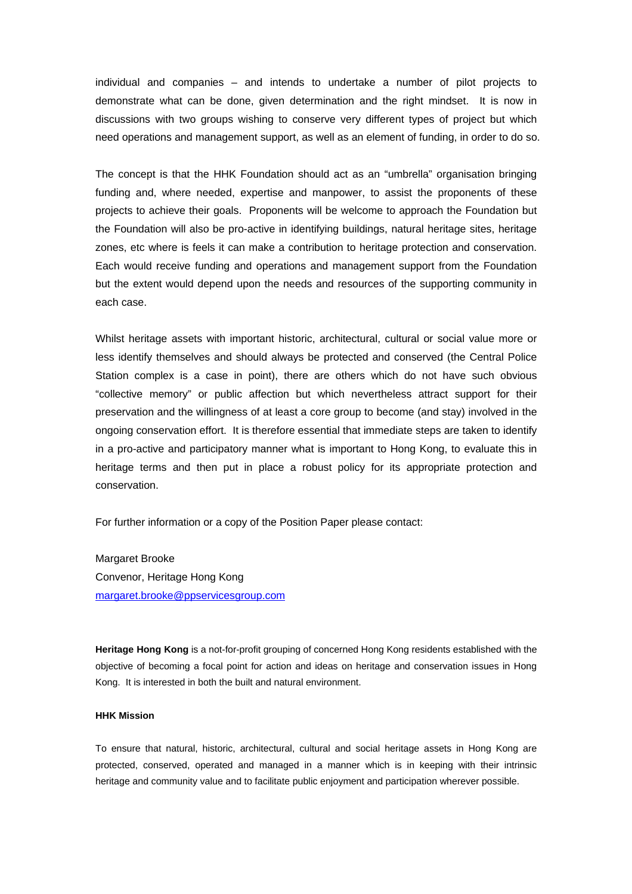individual and companies – and intends to undertake a number of pilot projects to demonstrate what can be done, given determination and the right mindset. It is now in discussions with two groups wishing to conserve very different types of project but which need operations and management support, as well as an element of funding, in order to do so.

The concept is that the HHK Foundation should act as an "umbrella" organisation bringing funding and, where needed, expertise and manpower, to assist the proponents of these projects to achieve their goals. Proponents will be welcome to approach the Foundation but the Foundation will also be pro-active in identifying buildings, natural heritage sites, heritage zones, etc where is feels it can make a contribution to heritage protection and conservation. Each would receive funding and operations and management support from the Foundation but the extent would depend upon the needs and resources of the supporting community in each case.

Whilst heritage assets with important historic, architectural, cultural or social value more or less identify themselves and should always be protected and conserved (the Central Police Station complex is a case in point), there are others which do not have such obvious "collective memory" or public affection but which nevertheless attract support for their preservation and the willingness of at least a core group to become (and stay) involved in the ongoing conservation effort. It is therefore essential that immediate steps are taken to identify in a pro-active and participatory manner what is important to Hong Kong, to evaluate this in heritage terms and then put in place a robust policy for its appropriate protection and conservation.

For further information or a copy of the Position Paper please contact:

Margaret Brooke
Convenor, Heritage Hong Kong
margaret.brooke@ppservicesgroup.com

**Heritage Hong Kong** is a not-for-profit grouping of concerned Hong Kong residents established with the objective of becoming a focal point for action and ideas on heritage and conservation issues in Hong Kong. It is interested in both the built and natural environment.

**HHK Mission**

To ensure that natural, historic, architectural, cultural and social heritage assets in Hong Kong are protected, conserved, operated and managed in a manner which is in keeping with their intrinsic heritage and community value and to facilitate public enjoyment and participation wherever possible.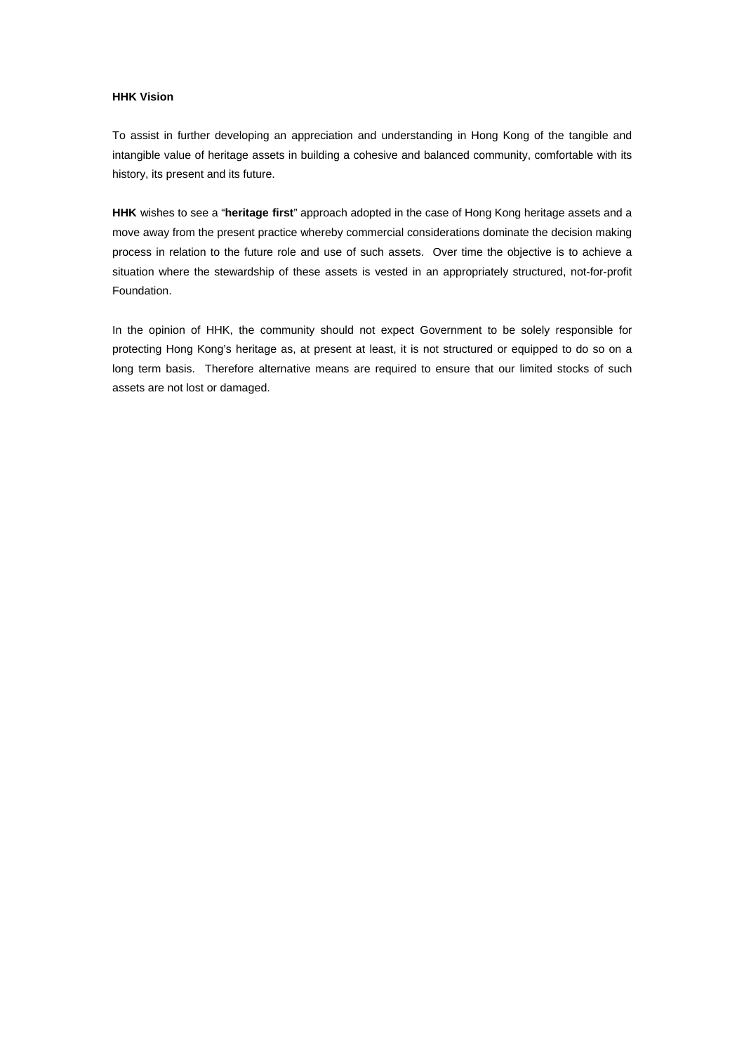**HHK Vision**

To assist in further developing an appreciation and understanding in Hong Kong of the tangible and intangible value of heritage assets in building a cohesive and balanced community, comfortable with its history, its present and its future.

**HHK** wishes to see a "**heritage first**" approach adopted in the case of Hong Kong heritage assets and a move away from the present practice whereby commercial considerations dominate the decision making process in relation to the future role and use of such assets. Over time the objective is to achieve a situation where the stewardship of these assets is vested in an appropriately structured, not-for-profit Foundation.

In the opinion of HHK, the community should not expect Government to be solely responsible for protecting Hong Kong's heritage as, at present at least, it is not structured or equipped to do so on a long term basis. Therefore alternative means are required to ensure that our limited stocks of such assets are not lost or damaged.